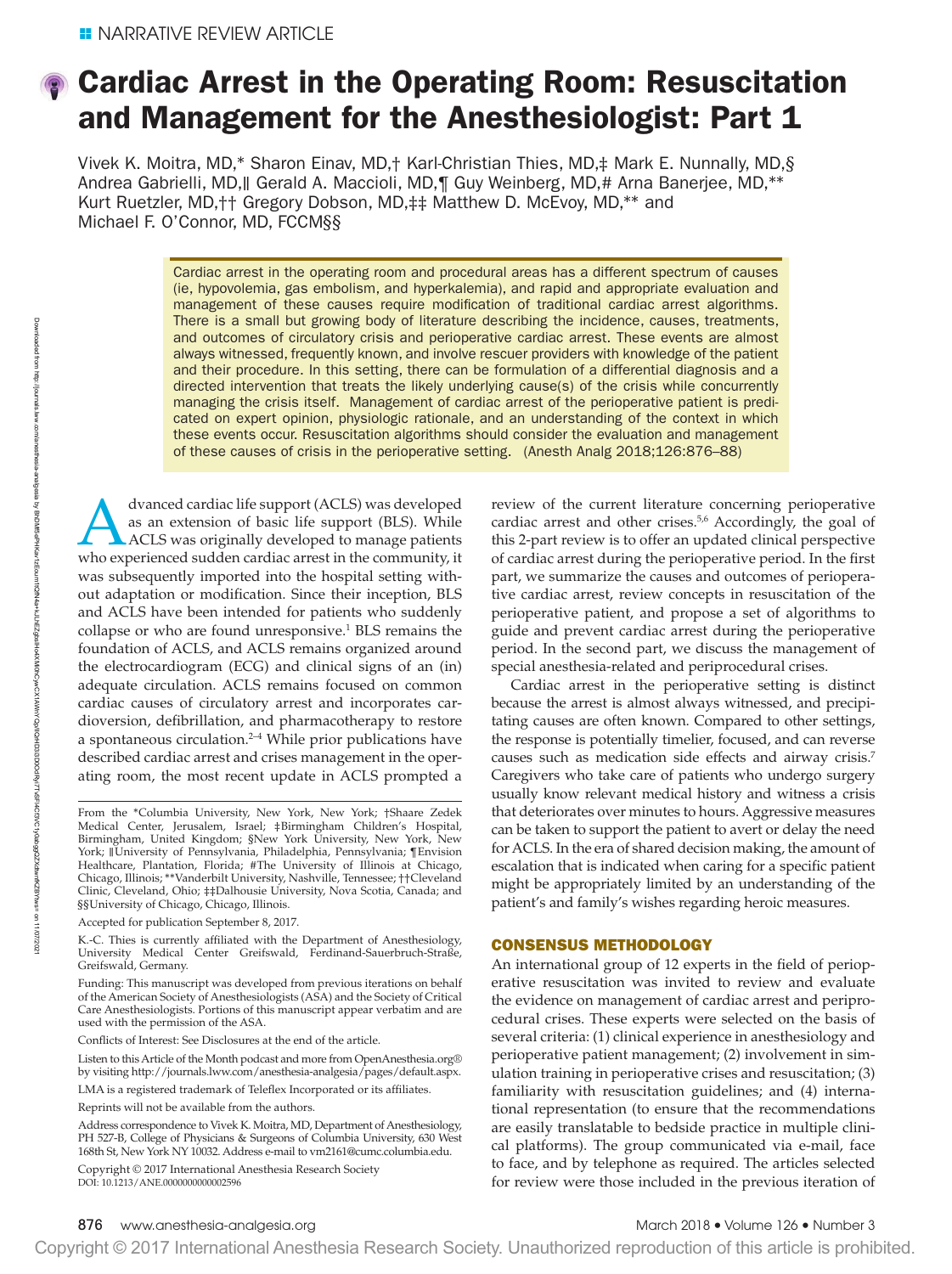NARRATIVE REVIEW ARTICLE

# Cardiac Arrest in the Operating Room: Resuscitation and Management for the Anesthesiologist: Part 1

Vivek K. Moitra, MD,* Sharon Einav, MD,† Karl-Christian Thies, MD,‡ Mark E. Nunnally, MD,§ Andrea Gabrielli, MD,‖ Gerald A. Maccioli, MD,¶ Guy Weinberg, MD,# Arna Banerjee, MD,** Kurt Ruetzler, MD,†† Gregory Dobson, MD,‡‡ Matthew D. McEvoy, MD,** and Michael F. O'Connor, MD, FCCM§§

Cardiac arrest in the operating room and procedural areas has a different spectrum of causes (ie, hypovolemia, gas embolism, and hyperkalemia), and rapid and appropriate evaluation and management of these causes require modification of traditional cardiac arrest algorithms. There is a small but growing body of literature describing the incidence, causes, treatments, and outcomes of circulatory crisis and perioperative cardiac arrest. These events are almost always witnessed, frequently known, and involve rescuer providers with knowledge of the patient and their procedure. In this setting, there can be formulation of a differential diagnosis and a directed intervention that treats the likely underlying cause(s) of the crisis while concurrently managing the crisis itself. Management of cardiac arrest of the perioperative patient is predicated on expert opinion, physiologic rationale, and an understanding of the context in which these events occur. Resuscitation algorithms should consider the evaluation and management of these causes of crisis in the perioperative setting. (Anesth Analg 2018;126:876–88)

Advanced cardiac life support (ACLS) was developed as an extension of basic life support (BLS). While ACLS was originally developed to manage patients who experienced sudden cardiac arrest in the community, it was subsequently imported into the hospital setting without adaptation or modification. Since their inception, BLS and ACLS have been intended for patients who suddenly collapse or who are found unresponsive.[1] BLS remains the foundation of ACLS, and ACLS remains organized around the electrocardiogram (ECG) and clinical signs of an (in) adequate circulation. ACLS remains focused on common cardiac causes of circulatory arrest and incorporates cardioversion, defibrillation, and pharmacotherapy to restore a spontaneous circulation.[2–4] While prior publications have described cardiac arrest and crises management in the operating room, the most recent update in ACLS prompted a review of the current literature concerning perioperative cardiac arrest and other crises.[5,6] Accordingly, the goal of this 2-part review is to offer an updated clinical perspective of cardiac arrest during the perioperative period. In the first part, we summarize the causes and outcomes of perioperative cardiac arrest, review concepts in resuscitation of the perioperative patient, and propose a set of algorithms to guide and prevent cardiac arrest during the perioperative period. In the second part, we discuss the management of special anesthesia-related and periprocedural crises.

Cardiac arrest in the perioperative setting is distinct because the arrest is almost always witnessed, and precipitating causes are often known. Compared to other settings, the response is potentially timelier, focused, and can reverse causes such as medication side effects and airway crisis.[7] Caregivers who take care of patients who undergo surgery usually know relevant medical history and witness a crisis that deteriorates over minutes to hours. Aggressive measures can be taken to support the patient to avert or delay the need for ACLS. In the era of shared decision making, the amount of escalation that is indicated when caring for a specific patient might be appropriately limited by an understanding of the patient's and family's wishes regarding heroic measures.

## CONSENSUS METHODOLOGY

An international group of 12 experts in the field of perioperative resuscitation was invited to review and evaluate the evidence on management of cardiac arrest and periprocedural crises. These experts were selected on the basis of several criteria: (1) clinical experience in anesthesiology and perioperative patient management; (2) involvement in simulation training in perioperative crises and resuscitation; (3) familiarity with resuscitation guidelines; and (4) international representation (to ensure that the recommendations are easily translatable to bedside practice in multiple clinical platforms). The group communicated via e-mail, face to face, and by telephone as required. The articles selected for review were those included in the previous iteration of

From the *Columbia University, New York, New York; †Shaare Zedek Medical Center, Jerusalem, Israel; ‡Birmingham Children's Hospital, Birmingham, United Kingdom; §New York University, New York, New York; ‖University of Pennsylvania, Philadelphia, Pennsylvania; ¶Envision Healthcare, Plantation, Florida; #The University of Illinois at Chicago, Chicago, Illinois; **Vanderbilt University, Nashville, Tennessee; ††Cleveland Clinic, Cleveland, Ohio; ‡‡Dalhousie University, Nova Scotia, Canada; and §§University of Chicago, Chicago, Illinois.

Accepted for publication September 8, 2017.

K.-C. Thies is currently affiliated with the Department of Anesthesiology, University Medical Center Greifswald, Ferdinand-Sauerbruch-Straße, Greifswald, Germany.

Funding: This manuscript was developed from previous iterations on behalf of the American Society of Anesthesiologists (ASA) and the Society of Critical Care Anesthesiologists. Portions of this manuscript appear verbatim and are used with the permission of the ASA.

Conflicts of Interest: See Disclosures at the end of the article.

Listen to this Article of the Month podcast and more from OpenAnesthesia.org® by visiting http://journals.lww.com/anesthesia-analgesia/pages/default.aspx.

LMA is a registered trademark of Teleflex Incorporated or its affiliates.

Reprints will not be available from the authors.

Address correspondence to Vivek K. Moitra, MD, Department of Anesthesiology, PH 527-B, College of Physicians & Surgeons of Columbia University, 630 West 168th St, New York NY 10032. Address e-mail to vm2161@cumc.columbia.edu.

Copyright © 2017 International Anesthesia Research Society
DOI: 10.1213/ANE.0000000000002596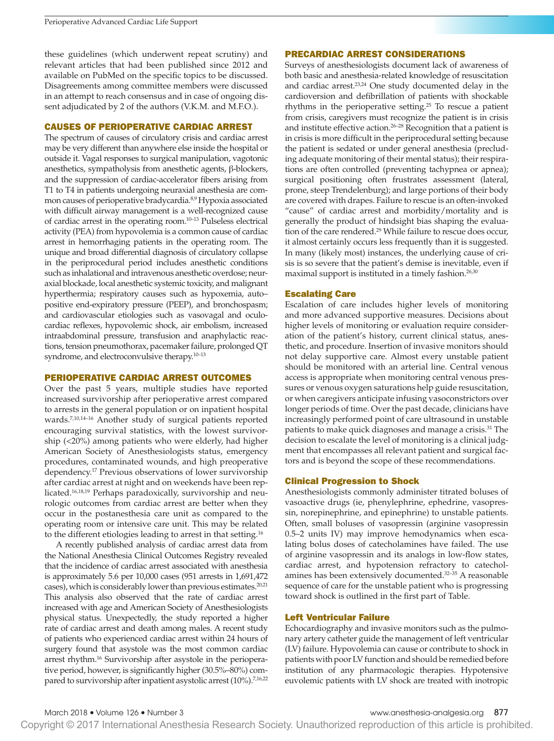these guidelines (which underwent repeat scrutiny) and relevant articles that had been published since 2012 and available on PubMed on the specific topics to be discussed. Disagreements among committee members were discussed in an attempt to reach consensus and in case of ongoing dissent adjudicated by 2 of the authors (V.K.M. and M.F.O.).

## CAUSES OF PERIOPERATIVE CARDIAC ARREST

The spectrum of causes of circulatory crisis and cardiac arrest may be very different than anywhere else inside the hospital or outside it. Vagal responses to surgical manipulation, vagotonic anesthetics, sympatholysis from anesthetic agents, β-blockers, and the suppression of cardiac-accelerator fibers arising from T1 to T4 in patients undergoing neuraxial anesthesia are common causes of perioperative bradycardia.[8,9] Hypoxia associated with difficult airway management is a well-recognized cause of cardiac arrest in the operating room.[10–13] Pulseless electrical activity (PEA) from hypovolemia is a common cause of cardiac arrest in hemorrhaging patients in the operating room. The unique and broad differential diagnosis of circulatory collapse in the periprocedural period includes anesthetic conditions such as inhalational and intravenous anesthetic overdose; neuraxial blockade, local anesthetic systemic toxicity, and malignant hyperthermia; respiratory causes such as hypoxemia, auto–positive end-expiratory pressure (PEEP), and bronchospasm; and cardiovascular etiologies such as vasovagal and oculocardiac reflexes, hypovolemic shock, air embolism, increased intraabdominal pressure, transfusion and anaphylactic reactions, tension pneumothorax, pacemaker failure, prolonged QT syndrome, and electroconvulsive therapy.[10–13]

## PERIOPERATIVE CARDIAC ARREST OUTCOMES

Over the past 5 years, multiple studies have reported increased survivorship after perioperative arrest compared to arrests in the general population or on inpatient hospital wards.[7,10,14–16] Another study of surgical patients reported encouraging survival statistics, with the lowest survivorship (<20%) among patients who were elderly, had higher American Society of Anesthesiologists status, emergency procedures, contaminated wounds, and high preoperative dependency.[17] Previous observations of lower survivorship after cardiac arrest at night and on weekends have been replicated.[16,18,19] Perhaps paradoxically, survivorship and neurologic outcomes from cardiac arrest are better when they occur in the postanesthesia care unit as compared to the operating room or intensive care unit. This may be related to the different etiologies leading to arrest in that setting.[16]

A recently published analysis of cardiac arrest data from the National Anesthesia Clinical Outcomes Registry revealed that the incidence of cardiac arrest associated with anesthesia is approximately 5.6 per 10,000 cases (951 arrests in 1,691,472 cases), which is considerably lower than previous estimates.[20,21] This analysis also observed that the rate of cardiac arrest increased with age and American Society of Anesthesiologists physical status. Unexpectedly, the study reported a higher rate of cardiac arrest and death among males. A recent study of patients who experienced cardiac arrest within 24 hours of surgery found that asystole was the most common cardiac arrest rhythm.[16] Survivorship after asystole in the perioperative period, however, is significantly higher (30.5%–80%) compared to survivorship after inpatient asystolic arrest (10%).[7,16,22]

## PRECARDIAC ARREST CONSIDERATIONS

Surveys of anesthesiologists document lack of awareness of both basic and anesthesia-related knowledge of resuscitation and cardiac arrest.[23,24] One study documented delay in the cardioversion and defibrillation of patients with shockable rhythms in the perioperative setting.[25] To rescue a patient from crisis, caregivers must recognize the patient is in crisis and institute effective action.[26–28] Recognition that a patient is in crisis is more difficult in the periprocedural setting because the patient is sedated or under general anesthesia (precluding adequate monitoring of their mental status); their respirations are often controlled (preventing tachypnea or apnea); surgical positioning often frustrates assessment (lateral, prone, steep Trendelenburg); and large portions of their body are covered with drapes. Failure to rescue is an often-invoked "cause" of cardiac arrest and morbidity/mortality and is generally the product of hindsight bias shaping the evaluation of the care rendered.[29] While failure to rescue does occur, it almost certainly occurs less frequently than it is suggested. In many (likely most) instances, the underlying cause of crisis is so severe that the patient's demise is inevitable, even if maximal support is instituted in a timely fashion.[26,30]

### Escalating Care

Escalation of care includes higher levels of monitoring and more advanced supportive measures. Decisions about higher levels of monitoring or evaluation require consideration of the patient's history, current clinical status, anesthetic, and procedure. Insertion of invasive monitors should not delay supportive care. Almost every unstable patient should be monitored with an arterial line. Central venous access is appropriate when monitoring central venous pressures or venous oxygen saturations help guide resuscitation, or when caregivers anticipate infusing vasoconstrictors over longer periods of time. Over the past decade, clinicians have increasingly performed point of care ultrasound in unstable patients to make quick diagnoses and manage a crisis.[31] The decision to escalate the level of monitoring is a clinical judgment that encompasses all relevant patient and surgical factors and is beyond the scope of these recommendations.

### Clinical Progression to Shock

Anesthesiologists commonly administer titrated boluses of vasoactive drugs (ie, phenylephrine, ephedrine, vasopressin, norepinephrine, and epinephrine) to unstable patients. Often, small boluses of vasopressin (arginine vasopressin 0.5–2 units IV) may improve hemodynamics when escalating bolus doses of catecholamines have failed. The use of arginine vasopressin and its analogs in low-flow states, cardiac arrest, and hypotension refractory to catecholamines has been extensively documented.[32–35] A reasonable sequence of care for the unstable patient who is progressing toward shock is outlined in the first part of Table.

### Left Ventricular Failure

Echocardiography and invasive monitors such as the pulmonary artery catheter guide the management of left ventricular (LV) failure. Hypovolemia can cause or contribute to shock in patients with poor LV function and should be remedied before institution of any pharmacologic therapies. Hypotensive euvolemic patients with LV shock are treated with inotropic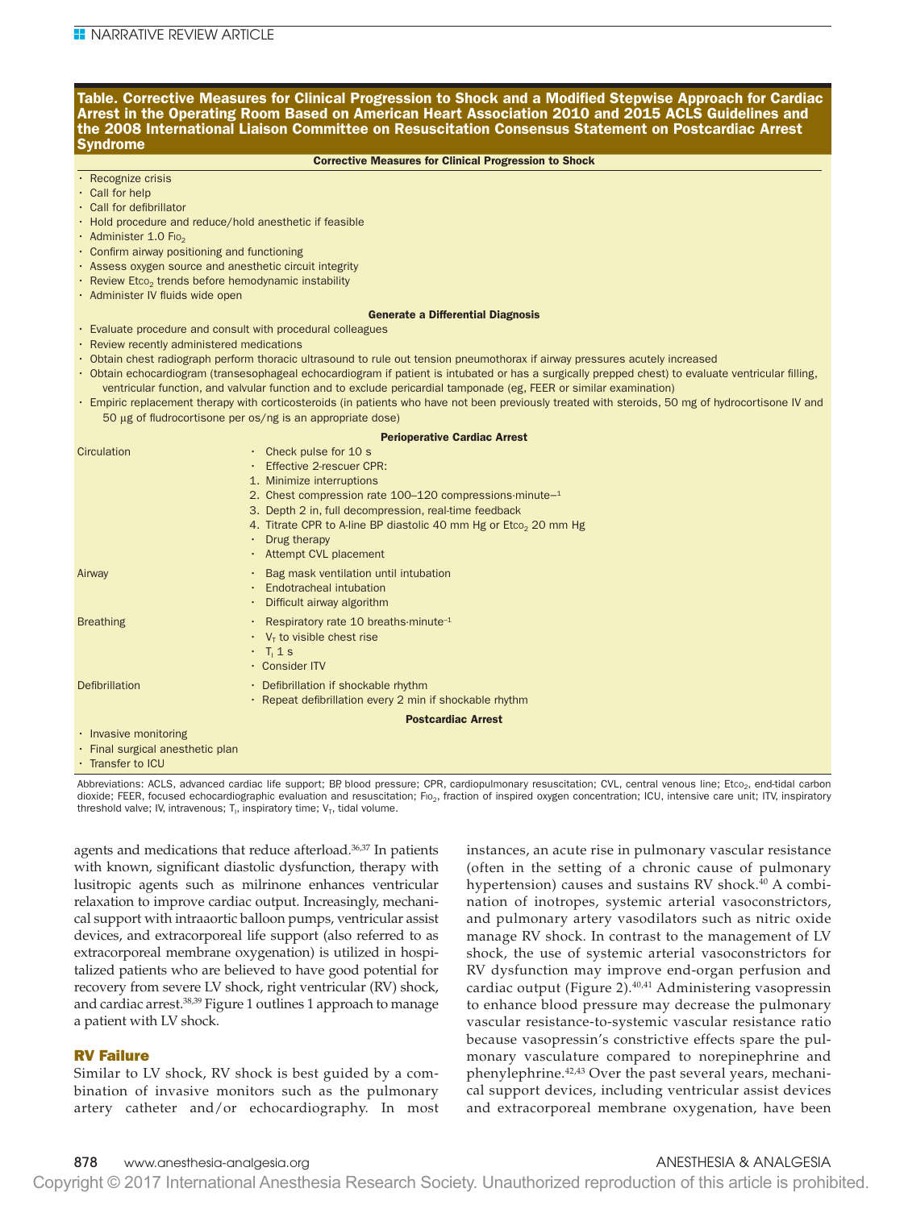**Table. Corrective Measures for Clinical Progression to Shock and a Modified Stepwise Approach for Cardiac Arrest in the Operating Room Based on American Heart Association 2010 and 2015 ACLS Guidelines and the 2008 International Liaison Committee on Resuscitation Consensus Statement on Postcardiac Arrest Syndrome**

| | |
|---|---|
| **Corrective Measures for Clinical Progression to Shock** | |
| • Recognize crisis<br>• Call for help<br>• Call for defibrillator<br>• Hold procedure and reduce/hold anesthetic if feasible<br>• Administer 1.0 $F_{IO_2}$<br>• Confirm airway positioning and functioning<br>• Assess oxygen source and anesthetic circuit integrity<br>• Review $Et_{CO_2}$ trends before hemodynamic instability<br>• Administer IV fluids wide open | |
| **Generate a Differential Diagnosis** | |
| • Evaluate procedure and consult with procedural colleagues<br>• Review recently administered medications<br>• Obtain chest radiograph perform thoracic ultrasound to rule out tension pneumothorax if airway pressures acutely increased<br>• Obtain echocardiogram (transesophageal echocardiogram if patient is intubated or has a surgically prepped chest) to evaluate ventricular filling, ventricular function, and valvular function and to exclude pericardial tamponade (eg, FEER or similar examination)<br>• Empiric replacement therapy with corticosteroids (in patients who have not been previously treated with steroids, 50 mg of hydrocortisone IV and 50 μg of fludrocortisone per os/ng is an appropriate dose) | |
| **Perioperative Cardiac Arrest** | |
| Circulation | • Check pulse for 10 s<br>• Effective 2-rescuer CPR:<br>1. Minimize interruptions<br>2. Chest compression rate 100–120 compressions·minute$^{-1}$<br>3. Depth 2 in, full decompression, real-time feedback<br>4. Titrate CPR to A-line BP diastolic 40 mm Hg or $Et_{CO_2}$ 20 mm Hg<br>• Drug therapy<br>• Attempt CVL placement |
| Airway | • Bag mask ventilation until intubation<br>• Endotracheal intubation<br>• Difficult airway algorithm |
| Breathing | • Respiratory rate 10 breaths·minute$^{-1}$<br>• $V_T$ to visible chest rise<br>• $T_I$ 1 s<br>• Consider ITV |
| Defibrillation | • Defibrillation if shockable rhythm<br>• Repeat defibrillation every 2 min if shockable rhythm |
| **Postcardiac Arrest** | |
| • Invasive monitoring<br>• Final surgical anesthetic plan<br>• Transfer to ICU | |

Abbreviations: ACLS, advanced cardiac life support; BP, blood pressure; CPR, cardiopulmonary resuscitation; CVL, central venous line; $Et_{CO_2}$, end-tidal carbon dioxide; FEER, focused echocardiographic evaluation and resuscitation; $F_{IO_2}$, fraction of inspired oxygen concentration; ICU, intensive care unit; ITV, inspiratory threshold valve; IV, intravenous; $T_I$, inspiratory time; $V_T$, tidal volume.

agents and medications that reduce afterload.[36,37] In patients with known, significant diastolic dysfunction, therapy with lusitropic agents such as milrinone enhances ventricular relaxation to improve cardiac output. Increasingly, mechanical support with intraaortic balloon pumps, ventricular assist devices, and extracorporeal life support (also referred to as extracorporeal membrane oxygenation) is utilized in hospitalized patients who are believed to have good potential for recovery from severe LV shock, right ventricular (RV) shock, and cardiac arrest.[38,39] Figure 1 outlines 1 approach to manage a patient with LV shock.

## RV Failure

Similar to LV shock, RV shock is best guided by a combination of invasive monitors such as the pulmonary artery catheter and/or echocardiography. In most instances, an acute rise in pulmonary vascular resistance (often in the setting of a chronic cause of pulmonary hypertension) causes and sustains RV shock.[40] A combination of inotropes, systemic arterial vasoconstrictors, and pulmonary artery vasodilators such as nitric oxide manage RV shock. In contrast to the management of LV shock, the use of systemic arterial vasoconstrictors for RV dysfunction may improve end-organ perfusion and cardiac output (Figure 2).[40,41] Administering vasopressin to enhance blood pressure may decrease the pulmonary vascular resistance-to-systemic vascular resistance ratio because vasopressin's constrictive effects spare the pulmonary vasculature compared to norepinephrine and phenylephrine.[42,43] Over the past several years, mechanical support devices, including ventricular assist devices and extracorporeal membrane oxygenation, have been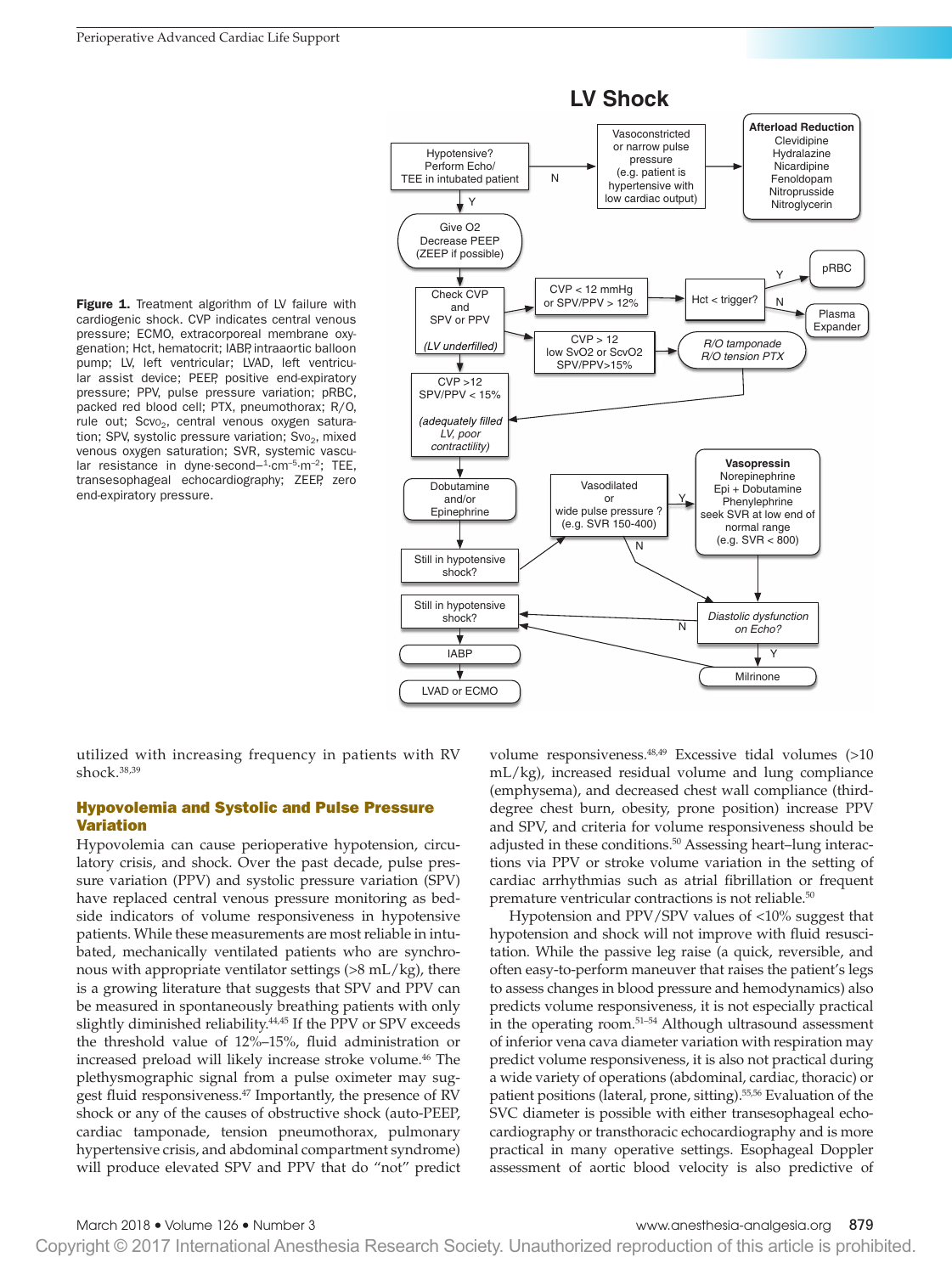**Figure 1.** Treatment algorithm of LV failure with cardiogenic shock. CVP indicates central venous pressure; ECMO, extracorporeal membrane oxygenation; Hct, hematocrit; IABP, intraaortic balloon pump; LV, left ventricular; LVAD, left ventricular assist device; PEEP, positive end-expiratory pressure; PPV, pulse pressure variation; pRBC, packed red blood cell; PTX, pneumothorax; R/O, rule out; $Scvo_2$, central venous oxygen saturation; SPV, systolic pressure variation; $Svo_2$, mixed venous oxygen saturation; SVR, systemic vascular resistance in dyne·second$^{-1}$·cm$^{-5}$·m$^{-2}$; TEE, transesophageal echocardiography; ZEEP, zero end-expiratory pressure.

utilized with increasing frequency in patients with RV shock.[38,39]

### Hypovolemia and Systolic and Pulse Pressure Variation

Hypovolemia can cause perioperative hypotension, circulatory crisis, and shock. Over the past decade, pulse pressure variation (PPV) and systolic pressure variation (SPV) have replaced central venous pressure monitoring as bedside indicators of volume responsiveness in hypotensive patients. While these measurements are most reliable in intubated, mechanically ventilated patients who are synchronous with appropriate ventilator settings (>8 mL/kg), there is a growing literature that suggests that SPV and PPV can be measured in spontaneously breathing patients with only slightly diminished reliability.[44,45] If the PPV or SPV exceeds the threshold value of 12%–15%, fluid administration or increased preload will likely increase stroke volume.[46] The plethysmographic signal from a pulse oximeter may suggest fluid responsiveness.[47] Importantly, the presence of RV shock or any of the causes of obstructive shock (auto-PEEP, cardiac tamponade, tension pneumothorax, pulmonary hypertensive crisis, and abdominal compartment syndrome) will produce elevated SPV and PPV that do "not" predict volume responsiveness.[48,49] Excessive tidal volumes (>10 mL/kg), increased residual volume and lung compliance (emphysema), and decreased chest wall compliance (third-degree chest burn, obesity, prone position) increase PPV and SPV, and criteria for volume responsiveness should be adjusted in these conditions.[50] Assessing heart–lung interactions via PPV or stroke volume variation in the setting of cardiac arrhythmias such as atrial fibrillation or frequent premature ventricular contractions is not reliable.[50]

Hypotension and PPV/SPV values of <10% suggest that hypotension and shock will not improve with fluid resuscitation. While the passive leg raise (a quick, reversible, and often easy-to-perform maneuver that raises the patient's legs to assess changes in blood pressure and hemodynamics) also predicts volume responsiveness, it is not especially practical in the operating room.[51–54] Although ultrasound assessment of inferior vena cava diameter variation with respiration may predict volume responsiveness, it is also not practical during a wide variety of operations (abdominal, cardiac, thoracic) or patient positions (lateral, prone, sitting).[55,56] Evaluation of the SVC diameter is possible with either transesophageal echocardiography or transthoracic echocardiography and is more practical in many operative settings. Esophageal Doppler assessment of aortic blood velocity is also predictive of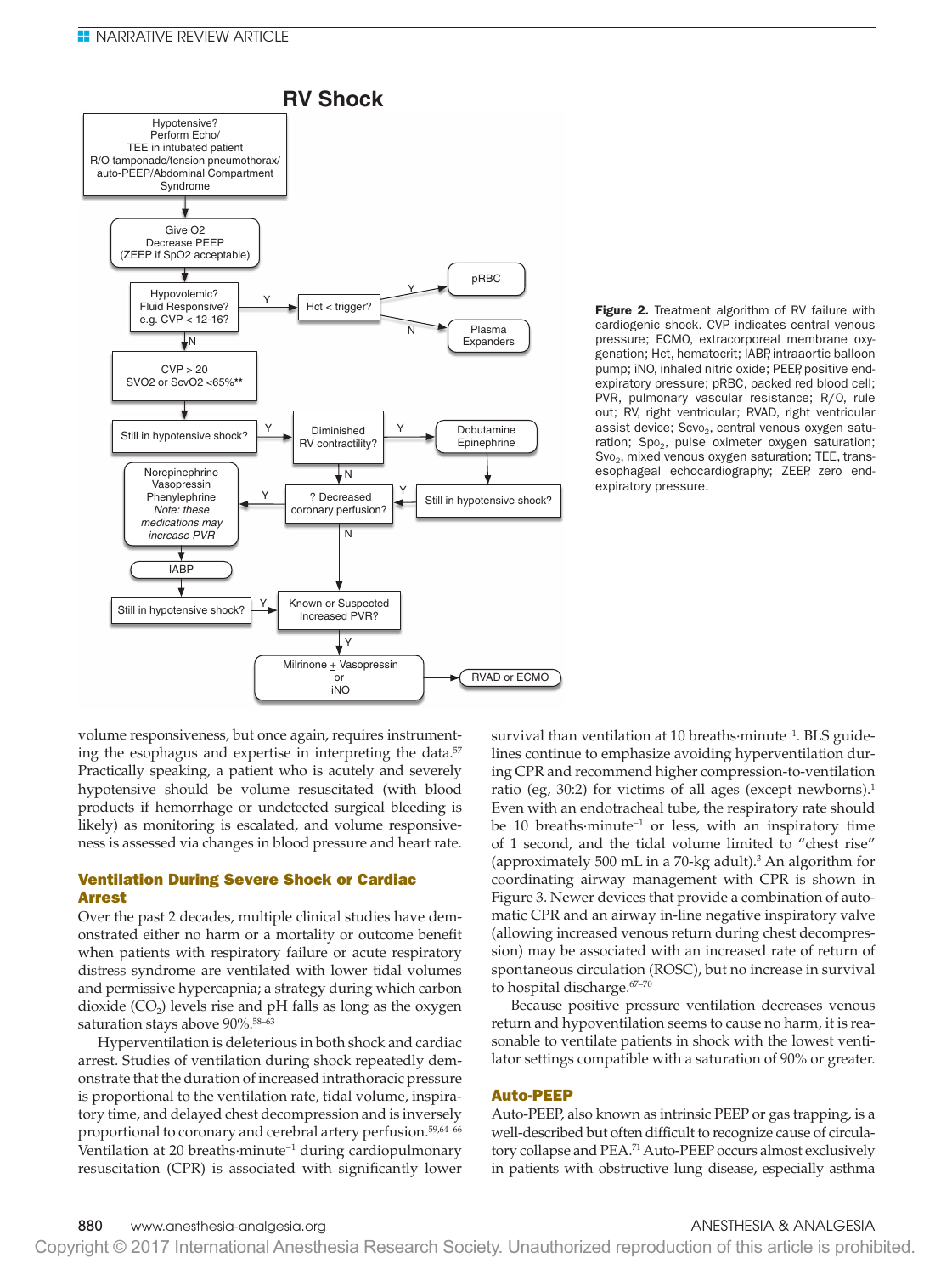## RV Shock

Hypotensive? Perform Echo/ TEE in intubated patient R/O tamponade/tension pneumothorax/ auto-PEEP/Abdominal Compartment Syndrome

→ Give O2, Decrease PEEP (ZEEP if SpO2 acceptable)

→ Hypovolemic? Fluid Responsive? e.g. CVP < 12-16?
- Y → Hct < trigger?
  - Y → pRBC
  - N → Plasma Expanders
- N → CVP > 20, SVO2 or ScvO2 <65%**

→ Still in hypotensive shock?
- Y → Diminished RV contractility?
  - Y → Dobutamine, Epinephrine → Still in hypotensive shock?
    - Y → ? Decreased coronary perfusion?
  - N → ? Decreased coronary perfusion?
    - Y → Norepinephrine, Vasopressin, Phenylephrine (*Note: these medications may increase PVR*) → IABP → Still in hypotensive shock?
      - Y → Known or Suspected Increased PVR?
    - N → Known or Suspected Increased PVR?
      - Y → Milrinone ± Vasopressin or iNO → RVAD or ECMO

**Figure 2.** Treatment algorithm of RV failure with cardiogenic shock. CVP indicates central venous pressure; ECMO, extracorporeal membrane oxygenation; Hct, hematocrit; IABP, intraaortic balloon pump; iNO, inhaled nitric oxide; PEEP, positive end-expiratory pressure; pRBC, packed red blood cell; PVR, pulmonary vascular resistance; R/O, rule out; RV, right ventricular; RVAD, right ventricular assist device; $Scvo_2$, central venous oxygen saturation; $Spo_2$, pulse oximeter oxygen saturation; $Svo_2$, mixed venous oxygen saturation; TEE, transesophageal echocardiography; ZEEP, zero end-expiratory pressure.

volume responsiveness, but once again, requires instrumenting the esophagus and expertise in interpreting the data.[57] Practically speaking, a patient who is acutely and severely hypotensive should be volume resuscitated (with blood products if hemorrhage or undetected surgical bleeding is likely) as monitoring is escalated, and volume responsiveness is assessed via changes in blood pressure and heart rate.

### Ventilation During Severe Shock or Cardiac Arrest

Over the past 2 decades, multiple clinical studies have demonstrated either no harm or a mortality or outcome benefit when patients with respiratory failure or acute respiratory distress syndrome are ventilated with lower tidal volumes and permissive hypercapnia; a strategy during which carbon dioxide ($CO_2$) levels rise and pH falls as long as the oxygen saturation stays above 90%.[58–63]

Hyperventilation is deleterious in both shock and cardiac arrest. Studies of ventilation during shock repeatedly demonstrate that the duration of increased intrathoracic pressure is proportional to the ventilation rate, tidal volume, inspiratory time, and delayed chest decompression and is inversely proportional to coronary and cerebral artery perfusion.[59,64–66] Ventilation at 20 breaths·minute$^{-1}$ during cardiopulmonary resuscitation (CPR) is associated with significantly lower survival than ventilation at 10 breaths·minute$^{-1}$. BLS guidelines continue to emphasize avoiding hyperventilation during CPR and recommend higher compression-to-ventilation ratio (eg, 30:2) for victims of all ages (except newborns).[1] Even with an endotracheal tube, the respiratory rate should be 10 breaths·minute$^{-1}$ or less, with an inspiratory time of 1 second, and the tidal volume limited to "chest rise" (approximately 500 mL in a 70-kg adult).[3] An algorithm for coordinating airway management with CPR is shown in Figure 3. Newer devices that provide a combination of automatic CPR and an airway in-line negative inspiratory valve (allowing increased venous return during chest decompression) may be associated with an increased rate of return of spontaneous circulation (ROSC), but no increase in survival to hospital discharge.[67–70]

Because positive pressure ventilation decreases venous return and hypoventilation seems to cause no harm, it is reasonable to ventilate patients in shock with the lowest ventilator settings compatible with a saturation of 90% or greater.

### Auto-PEEP

Auto-PEEP, also known as intrinsic PEEP or gas trapping, is a well-described but often difficult to recognize cause of circulatory collapse and PEA.[71] Auto-PEEP occurs almost exclusively in patients with obstructive lung disease, especially asthma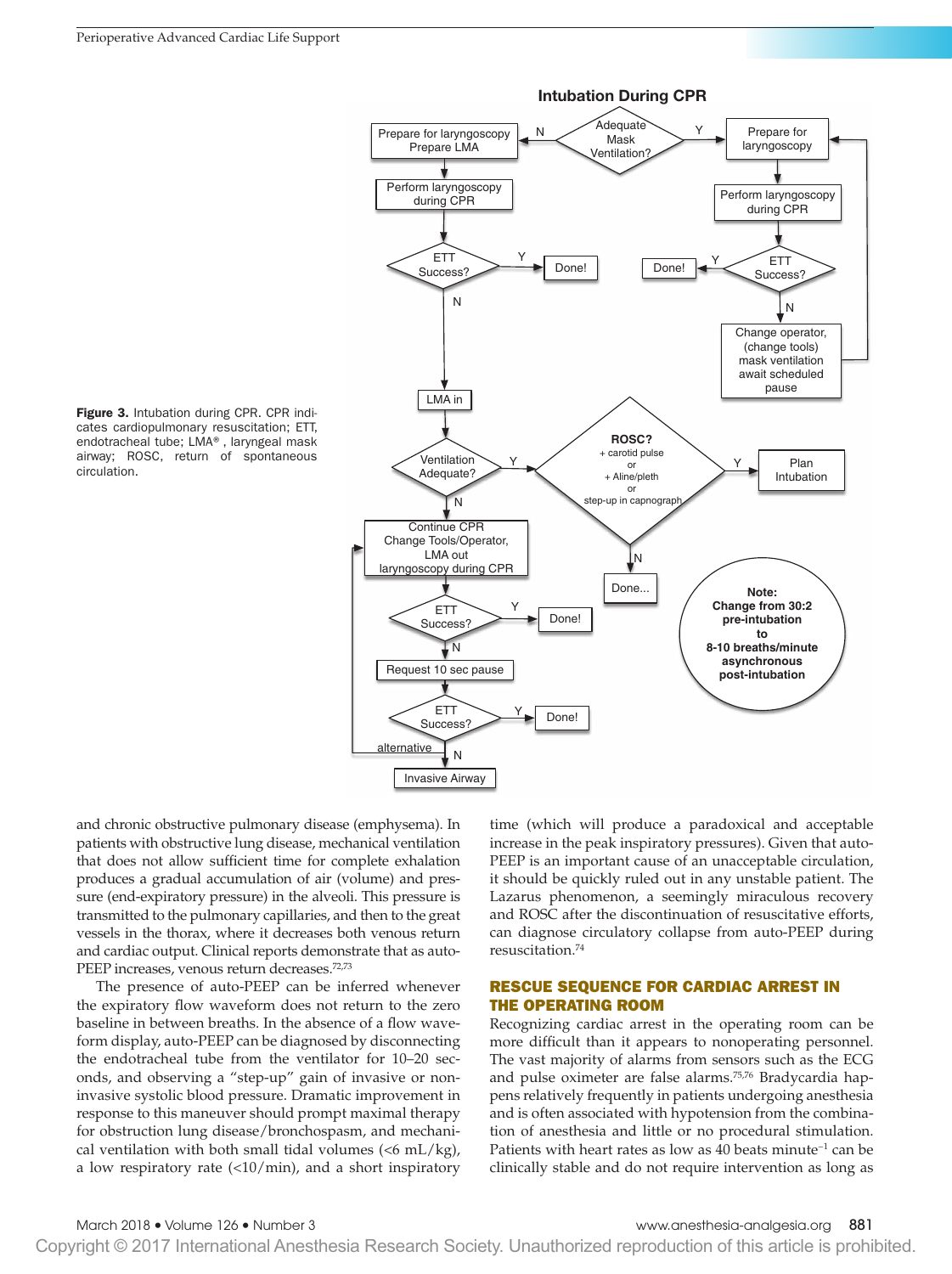**Figure 3.** Intubation during CPR. CPR indicates cardiopulmonary resuscitation; ETT, endotracheal tube; LMA®, laryngeal mask airway; ROSC, return of spontaneous circulation.

and chronic obstructive pulmonary disease (emphysema). In patients with obstructive lung disease, mechanical ventilation that does not allow sufficient time for complete exhalation produces a gradual accumulation of air (volume) and pressure (end-expiratory pressure) in the alveoli. This pressure is transmitted to the pulmonary capillaries, and then to the great vessels in the thorax, where it decreases both venous return and cardiac output. Clinical reports demonstrate that as auto-PEEP increases, venous return decreases.[72,73]

The presence of auto-PEEP can be inferred whenever the expiratory flow waveform does not return to the zero baseline in between breaths. In the absence of a flow waveform display, auto-PEEP can be diagnosed by disconnecting the endotracheal tube from the ventilator for 10–20 seconds, and observing a "step-up" gain of invasive or noninvasive systolic blood pressure. Dramatic improvement in response to this maneuver should prompt maximal therapy for obstruction lung disease/bronchospasm, and mechanical ventilation with both small tidal volumes (<6 mL/kg), a low respiratory rate (<10/min), and a short inspiratory time (which will produce a paradoxical and acceptable increase in the peak inspiratory pressures). Given that auto-PEEP is an important cause of an unacceptable circulation, it should be quickly ruled out in any unstable patient. The Lazarus phenomenon, a seemingly miraculous recovery and ROSC after the discontinuation of resuscitative efforts, can diagnose circulatory collapse from auto-PEEP during resuscitation.[74]

## RESCUE SEQUENCE FOR CARDIAC ARREST IN THE OPERATING ROOM

Recognizing cardiac arrest in the operating room can be more difficult than it appears to nonoperating personnel. The vast majority of alarms from sensors such as the ECG and pulse oximeter are false alarms.[75,76] Bradycardia happens relatively frequently in patients undergoing anesthesia and is often associated with hypotension from the combination of anesthesia and little or no procedural stimulation. Patients with heart rates as low as 40 beats minute$^{-1}$ can be clinically stable and do not require intervention as long as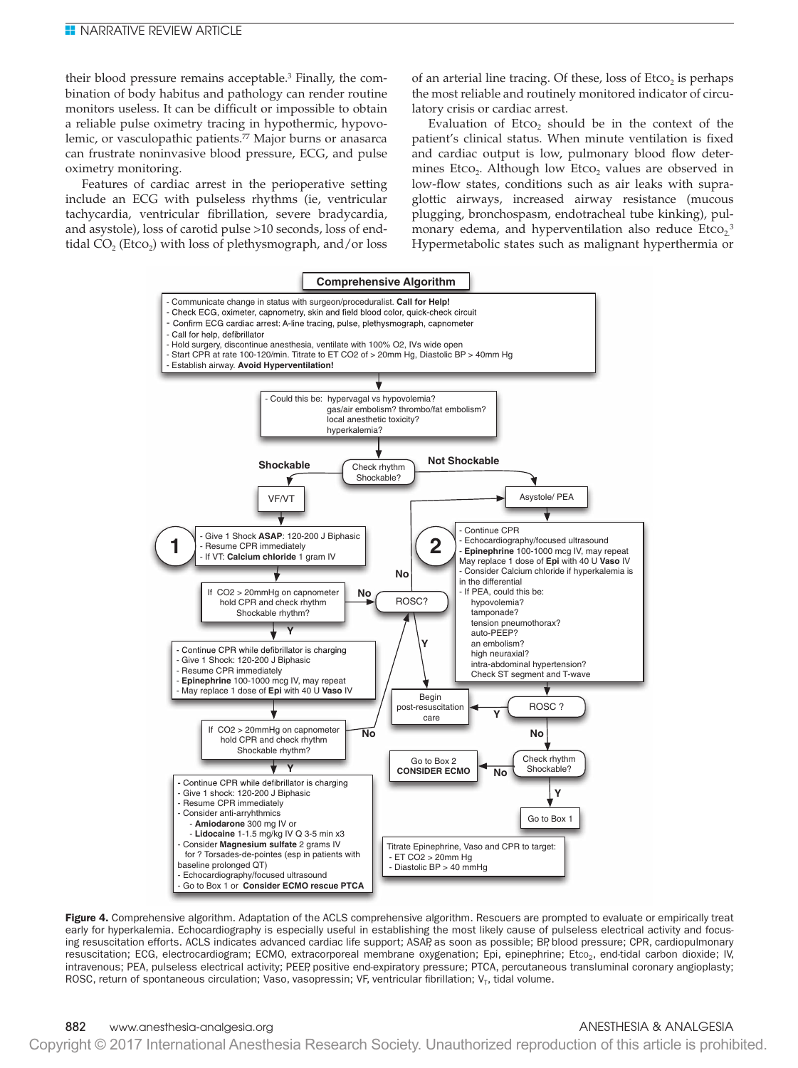their blood pressure remains acceptable.[3] Finally, the combination of body habitus and pathology can render routine monitors useless. It can be difficult or impossible to obtain a reliable pulse oximetry tracing in hypothermic, hypovolemic, or vasculopathic patients.[77] Major burns or anasarca can frustrate noninvasive blood pressure, ECG, and pulse oximetry monitoring.

Features of cardiac arrest in the perioperative setting include an ECG with pulseless rhythms (ie, ventricular tachycardia, ventricular fibrillation, severe bradycardia, and asystole), loss of carotid pulse >10 seconds, loss of end-tidal $CO_2$ ($Etco_2$) with loss of plethysmograph, and/or loss of an arterial line tracing. Of these, loss of $Etco_2$ is perhaps the most reliable and routinely monitored indicator of circulatory crisis or cardiac arrest.

Evaluation of $Etco_2$ should be in the context of the patient's clinical status. When minute ventilation is fixed and cardiac output is low, pulmonary blood flow determines $Etco_2$. Although low $Etco_2$ values are observed in low-flow states, conditions such as air leaks with supraglottic airways, increased airway resistance (mucous plugging, bronchospasm, endotracheal tube kinking), pulmonary edema, and hyperventilation also reduce $Etco_2$.[3] Hypermetabolic states such as malignant hyperthermia or

**Comprehensive Algorithm**

- Communicate change in status with surgeon/proceduralist. **Call for Help!**
- Check ECG, oximeter, capnometry, skin and field blood color, quick-check circuit
- Confirm ECG cardiac arrest: A-line tracing, pulse, plethysmograph, capnometer
- Call for help, defibrillator
- Hold surgery, discontinue anesthesia, ventilate with 100% O2, IVs wide open
- Start CPR at rate 100-120/min. Titrate to ET CO2 of > 20mm Hg, Diastolic BP > 40mm Hg
- Establish airway. **Avoid Hyperventilation!**

- Could this be: hypervagal vs hypovolemia? gas/air embolism? thrombo/fat embolism? local anesthetic toxicity? hyperkalemia?

Check rhythm Shockable? → **Shockable**: VF/VT; **Not Shockable**: Asystole/ PEA

**1**
- Give 1 Shock **ASAP**: 120-200 J Biphasic
- Resume CPR immediately
- If VT: **Calcium chloride** 1 gram IV

If CO2 > 20mmHg on capnometer hold CPR and check rhythm Shockable rhythm? — No → ROSC?; Y ↓

- Continue CPR while defibrillator is charging
- Give 1 Shock: 120-200 J Biphasic
- Resume CPR immediately
- **Epinephrine** 100-1000 mcg IV, may repeat
- May replace 1 dose of **Epi** with 40 U **Vaso** IV

If CO2 > 20mmHg on capnometer hold CPR and check rhythm Shockable rhythm? — No → ROSC?; Y ↓

- Continue CPR while defibrillator is charging
- Give 1 shock: 120-200 J Biphasic
- Resume CPR immediately
- Consider anti-arryhthmics
  - **Amiodarone** 300 mg IV or
  - **Lidocaine** 1-1.5 mg/kg IV Q 3-5 min x3
- Consider **Magnesium sulfate** 2 grams IV for ? Torsades-de-pointes (esp in patients with baseline prolonged QT)
- Echocardiography/focused ultrasound
- Go to Box 1 or **Consider ECMO rescue PTCA**

ROSC? — No → Asystole/ PEA; Y → Begin post-resuscitation care

**2**
- Continue CPR
- Echocardiography/focused ultrasound
- **Epinephrine** 100-1000 mcg IV, may repeat May replace 1 dose of **Epi** with 40 U **Vaso** IV
- Consider Calcium chloride if hyperkalemia is in the differential
- If PEA, could this be:
  - hypovolemia?
  - tamponade?
  - tension pneumothorax?
  - auto-PEEP?
  - an embolism?
  - high neuraxial?
  - intra-abdominal hypertension?
  - Check ST segment and T-wave

ROSC ? — Y → Begin post-resuscitation care; No → Check rhythm Shockable? — No → Go to Box 2 **CONSIDER ECMO**; Y → Go to Box 1

Titrate Epinephrine, Vaso and CPR to target:
- ET CO2 > 20mm Hg
- Diastolic BP > 40 mmHg

**Figure 4.** Comprehensive algorithm. Adaptation of the ACLS comprehensive algorithm. Rescuers are prompted to evaluate or empirically treat early for hyperkalemia. Echocardiography is especially useful in establishing the most likely cause of pulseless electrical activity and focusing resuscitation efforts. ACLS indicates advanced cardiac life support; ASAP, as soon as possible; BP, blood pressure; CPR, cardiopulmonary resuscitation; ECG, electrocardiogram; ECMO, extracorporeal membrane oxygenation; Epi, epinephrine; $Etco_2$, end-tidal carbon dioxide; IV, intravenous; PEA, pulseless electrical activity; PEEP, positive end-expiratory pressure; PTCA, percutaneous transluminal coronary angioplasty; ROSC, return of spontaneous circulation; Vaso, vasopressin; VF, ventricular fibrillation; $V_T$, tidal volume.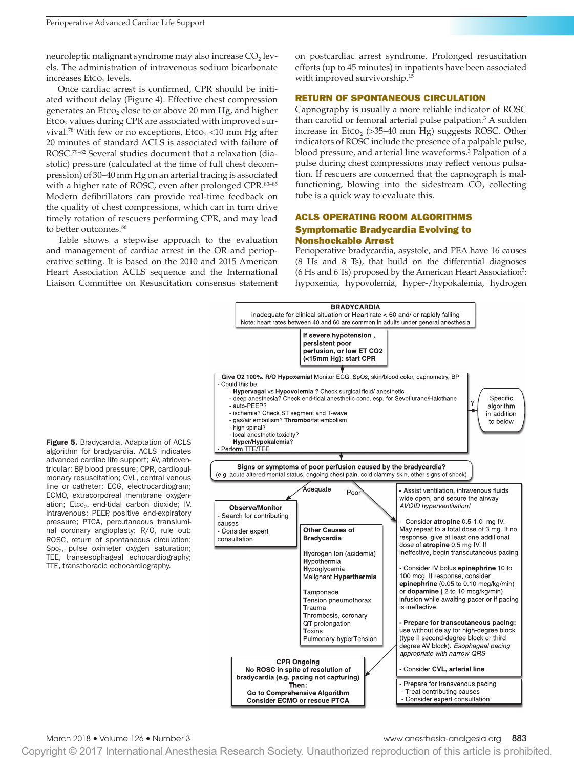neuroleptic malignant syndrome may also increase $CO_2$ levels. The administration of intravenous sodium bicarbonate increases $Etco_2$ levels.

Once cardiac arrest is confirmed, CPR should be initiated without delay (Figure 4). Effective chest compression generates an $Etco_2$ close to or above 20 mm Hg, and higher $Etco_2$ values during CPR are associated with improved survival.[78] With few or no exceptions, $Etco_2$ <10 mm Hg after 20 minutes of standard ACLS is associated with failure of ROSC.[79–82] Several studies document that a relaxation (diastolic) pressure (calculated at the time of full chest decompression) of 30–40 mm Hg on an arterial tracing is associated with a higher rate of ROSC, even after prolonged CPR.[83–85] Modern defibrillators can provide real-time feedback on the quality of chest compressions, which can in turn drive timely rotation of rescuers performing CPR, and may lead to better outcomes.[86]

Table shows a stepwise approach to the evaluation and management of cardiac arrest in the OR and perioperative setting. It is based on the 2010 and 2015 American Heart Association ACLS sequence and the International Liaison Committee on Resuscitation consensus statement on postcardiac arrest syndrome. Prolonged resuscitation efforts (up to 45 minutes) in inpatients have been associated with improved survivorship.[15]

## RETURN OF SPONTANEOUS CIRCULATION

Capnography is usually a more reliable indicator of ROSC than carotid or femoral arterial pulse palpation.[3] A sudden increase in $Etco_2$ (>35–40 mm Hg) suggests ROSC. Other indicators of ROSC include the presence of a palpable pulse, blood pressure, and arterial line waveforms.[3] Palpation of a pulse during chest compressions may reflect venous pulsation. If rescuers are concerned that the capnograph is malfunctioning, blowing into the sidestream $CO_2$ collecting tube is a quick way to evaluate this.

## ACLS OPERATING ROOM ALGORITHMS

### Symptomatic Bradycardia Evolving to Nonshockable Arrest

Perioperative bradycardia, asystole, and PEA have 16 causes (8 Hs and 8 Ts), that build on the differential diagnoses (6 Hs and 6 Ts) proposed by the American Heart Association[3]: hypoxemia, hypovolemia, hyper-/hypokalemia, hydrogen

**BRADYCARDIA**
inadequate for clinical situation or Heart rate < 60 and/ or rapidly falling
Note: heart rates between 40 and 60 are common in adults under general anesthesia

**If severe hypotension, persistent poor perfusion, or low ET CO2 (<15mm Hg): start CPR**

- **Give O2 100%. R/O Hypoxemia!** Monitor ECG, SpO2, skin/blood color, capnometry, BP
- Could this be:
  - **Hypervagal** vs **Hypovolemia** ? Check surgical field/ anesthetic
  - deep anesthesia? Check end-tidal anesthetic conc, esp. for Sevoflurane/Halothane
  - auto-PEEP?
  - ischemia? Check ST segment and T-wave
  - gas/air embolism? **Thrombo**/fat embolism
  - high spinal?
  - local anesthetic toxicity?
  - **Hyper/Hypokalemia**?
- Perform TTE/TEE

Y → Specific algorithm in addition to below

**Signs or symptoms of poor perfusion caused by the bradycardia?**
(e.g. acute altered mental status, ongoing chest pain, cold clammy skin, other signs of shock)

Adequate →

**Observe/Monitor**
- Search for contributing causes
- Consider expert consultation

Poor →

- Assist ventilation, intravenous fluids wide open, and secure the airway *AVOID hyperventilation!*
- Consider **atropine** 0.5-1.0 mg IV. May repeat to a total dose of 3 mg. If no response, give at least one additional dose of **atropine** 0.5 mg IV. If ineffective, begin transcutaneous pacing
- Consider IV bolus **epinephrine** 10 to 100 mcg. If response, consider **epinephrine** (0.05 to 0.10 mcg/kg/min) or **dopamine** ( 2 to 10 mcg/kg/min) infusion while awaiting pacer or if pacing is ineffective.
- **Prepare for transcutaneous pacing:** use without delay for high-degree block (type II second-degree block or third degree AV block). *Esophageal pacing appropriate with narrow QRS*
- Consider **CVL, arterial line**

- Prepare for transvenous pacing
- Treat contributing causes
- Consider expert consultation

**Other Causes of Bradycardia**

**H**ydrogen Ion (acidemia)
**H**ypothermia
**H**ypoglycemia
Malignant **H**yperthermia

**T**amponade
**T**ension pneumothorax
**T**rauma
**T**hrombosis, coronary
**QT** prolongation
**T**oxins
Pulmonary hyper**T**ension

**CPR Ongoing**
**No ROSC in spite of resolution of bradycardia (e.g. pacing not capturing)**
**Then:**
**Go to Comprehensive Algorithm**
**Consider ECMO or rescue PTCA**

**Figure 5.** Bradycardia. Adaptation of ACLS algorithm for bradycardia. ACLS indicates advanced cardiac life support; AV, atrioventricular; BP, blood pressure; CPR, cardiopulmonary resuscitation; CVL, central venous line or catheter; ECG, electrocardiogram; ECMO, extracorporeal membrane oxygenation; $Etco_2$, end-tidal carbon dioxide; IV, intravenous; PEEP, positive end-expiratory pressure; PTCA, percutaneous transluminal coronary angioplasty; R/O, rule out; ROSC, return of spontaneous circulation; $Spo_2$, pulse oximeter oxygen saturation; TEE, transesophageal echocardiography; TTE, transthoracic echocardiography.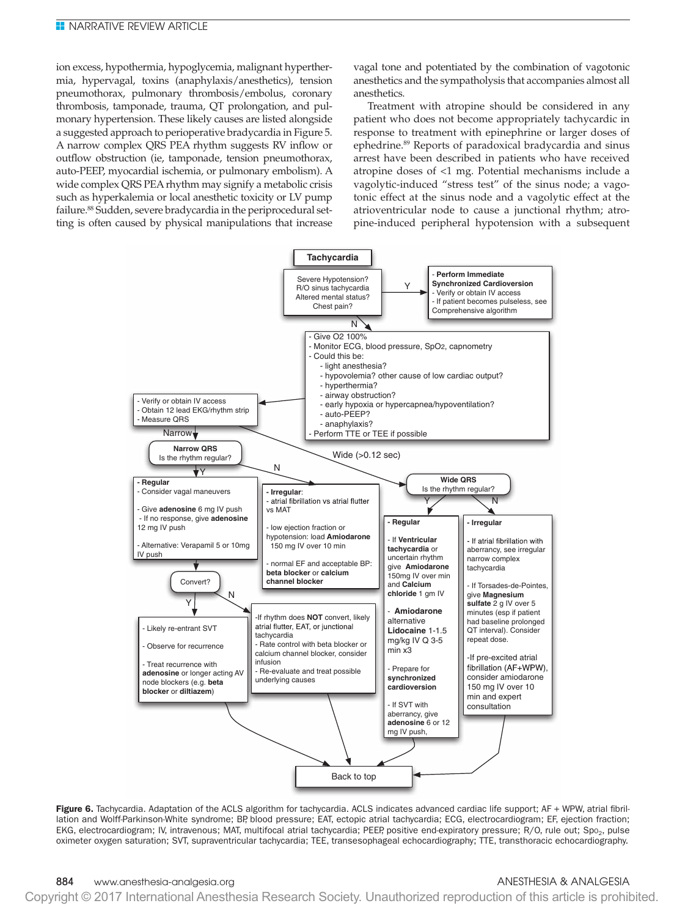ion excess, hypothermia, hypoglycemia, malignant hyperthermia, hypervagal, toxins (anaphylaxis/anesthetics), tension pneumothorax, pulmonary thrombosis/embolus, coronary thrombosis, tamponade, trauma, QT prolongation, and pulmonary hypertension. These likely causes are listed alongside a suggested approach to perioperative bradycardia in Figure 5. A narrow complex QRS PEA rhythm suggests RV inflow or outflow obstruction (ie, tamponade, tension pneumothorax, auto-PEEP, myocardial ischemia, or pulmonary embolism). A wide complex QRS PEA rhythm may signify a metabolic crisis such as hyperkalemia or local anesthetic toxicity or LV pump failure.[88] Sudden, severe bradycardia in the periprocedural setting is often caused by physical manipulations that increase vagal tone and potentiated by the combination of vagotonic anesthetics and the sympatholysis that accompanies almost all anesthetics.

Treatment with atropine should be considered in any patient who does not become appropriately tachycardic in response to treatment with epinephrine or larger doses of ephedrine.[89] Reports of paradoxical bradycardia and sinus arrest have been described in patients who have received atropine doses of <1 mg. Potential mechanisms include a vagolytic-induced "stress test" of the sinus node; a vagotonic effect at the sinus node and a vagolytic effect at the atrioventricular node to cause a junctional rhythm; atropine-induced peripheral hypotension with a subsequent

**Tachycardia**

Severe Hypotension? R/O sinus tachycardia Altered mental status? Chest pain?

- Y → **Perform Immediate Synchronized Cardioversion**
  - Verify or obtain IV access
  - If patient becomes pulseless, see Comprehensive algorithm
- N →
  - Give O2 100%
  - Monitor ECG, blood pressure, $SpO_2$, capnometry
  - Could this be:
    - light anesthesia?
    - hypovolemia? other cause of low cardiac output?
    - hyperthermia?
    - airway obstruction?
    - early hypoxia or hypercapnea/hypoventilation?
    - auto-PEEP?
    - anaphylaxis?
  - Perform TTE or TEE if possible

- Verify or obtain IV access
- Obtain 12 lead EKG/rhythm strip
- Measure QRS

Narrow → **Narrow QRS** Is the rhythm regular?

- Y → **Regular**
  - Consider vagal maneuvers
  - Give **adenosine** 6 mg IV push
    - If no response, give **adenosine** 12 mg IV push
  - Alternative: Verapamil 5 or 10mg IV push
  - Convert?
    - Y → Likely re-entrant SVT; Observe for recurrence; Treat recurrence with **adenosine** or longer acting AV node blockers (e.g. **beta blocker** or **diltiazem**)
    - N → If rhythm does **NOT** convert, likely atrial flutter, EAT, or junctional tachycardia; Rate control with beta blocker or calcium channel blocker, consider infusion; Re-evaluate and treat possible underlying causes
- N → **Irregular**:
  - atrial fibrillation vs atrial flutter vs MAT
  - low ejection fraction or hypotension: load **Amiodarone** 150 mg IV over 10 min
  - normal EF and acceptable BP: **beta blocker** or **calcium channel blocker**

Wide (>0.12 sec) → **Wide QRS** Is the rhythm regular?

- Y → **Regular**
  - If **Ventricular tachycardia** or uncertain rhythm give **Amiodarone** 150mg IV over min and **Calcium chloride** 1 gm IV
  - **Amiodarone** alternative **Lidocaine** 1-1.5 mg/kg IV Q 3-5 min x3
  - Prepare for **synchronized cardioversion**
  - If SVT with aberrancy, give **adenosine** 6 or 12 mg IV push,
- N → **Irregular**
  - If atrial fibrillation with aberrancy, see irregular narrow complex tachycardia
  - If Torsades-de-Pointes, give **Magnesium sulfate** 2 g IV over 5 minutes (esp if patient had baseline prolonged QT interval). Consider repeat dose.
  - If pre-excited atrial fibrillation (AF+WPW), consider amiodarone 150 mg IV over 10 min and expert consultation

Back to top

**Figure 6.** Tachycardia. Adaptation of the ACLS algorithm for tachycardia. ACLS indicates advanced cardiac life support; AF + WPW, atrial fibrillation and Wolff-Parkinson-White syndrome; BP, blood pressure; EAT, ectopic atrial tachycardia; ECG, electrocardiogram; EF, ejection fraction; EKG, electrocardiogram; IV, intravenous; MAT, multifocal atrial tachycardia; PEEP, positive end-expiratory pressure; R/O, rule out; $Spo_2$, pulse oximeter oxygen saturation; SVT, supraventricular tachycardia; TEE, transesophageal echocardiography; TTE, transthoracic echocardiography.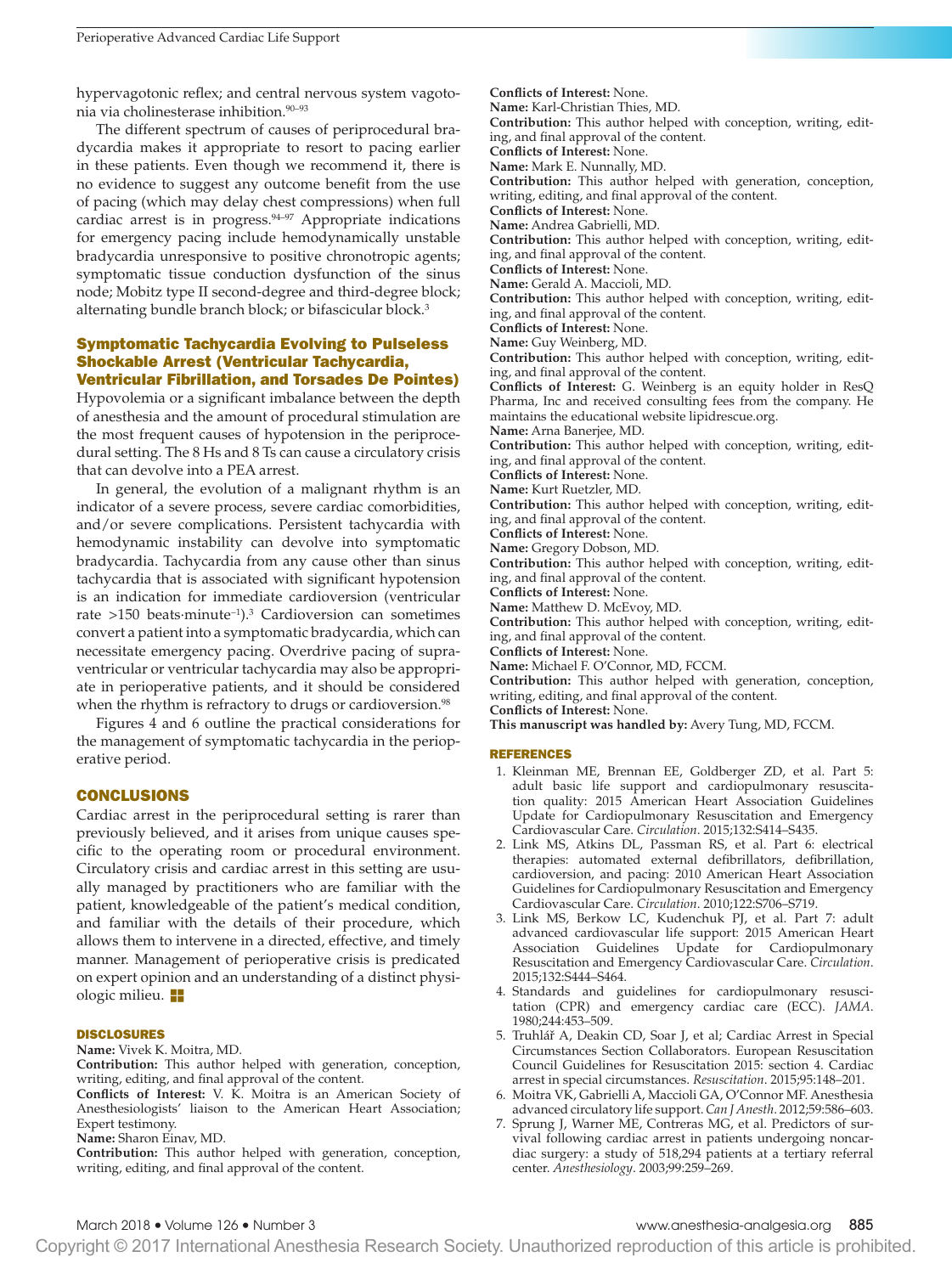hypervagotonic reflex; and central nervous system vagotonia via cholinesterase inhibition.[90–93]

The different spectrum of causes of periprocedural bradycardia makes it appropriate to resort to pacing earlier in these patients. Even though we recommend it, there is no evidence to suggest any outcome benefit from the use of pacing (which may delay chest compressions) when full cardiac arrest is in progress.[94–97] Appropriate indications for emergency pacing include hemodynamically unstable bradycardia unresponsive to positive chronotropic agents; symptomatic tissue conduction dysfunction of the sinus node; Mobitz type II second-degree and third-degree block; alternating bundle branch block; or bifascicular block.[3]

### Symptomatic Tachycardia Evolving to Pulseless Shockable Arrest (Ventricular Tachycardia, Ventricular Fibrillation, and Torsades De Pointes)

Hypovolemia or a significant imbalance between the depth of anesthesia and the amount of procedural stimulation are the most frequent causes of hypotension in the periprocedural setting. The 8 Hs and 8 Ts can cause a circulatory crisis that can devolve into a PEA arrest.

In general, the evolution of a malignant rhythm is an indicator of a severe process, severe cardiac comorbidities, and/or severe complications. Persistent tachycardia with hemodynamic instability can devolve into symptomatic bradycardia. Tachycardia from any cause other than sinus tachycardia that is associated with significant hypotension is an indication for immediate cardioversion (ventricular rate >150 beats·minute$^{-1}$).[3] Cardioversion can sometimes convert a patient into a symptomatic bradycardia, which can necessitate emergency pacing. Overdrive pacing of supraventricular or ventricular tachycardia may also be appropriate in perioperative patients, and it should be considered when the rhythm is refractory to drugs or cardioversion.[98]

Figures 4 and 6 outline the practical considerations for the management of symptomatic tachycardia in the perioperative period.

## CONCLUSIONS

Cardiac arrest in the periprocedural setting is rarer than previously believed, and it arises from unique causes specific to the operating room or procedural environment. Circulatory crisis and cardiac arrest in this setting are usually managed by practitioners who are familiar with the patient, knowledgeable of the patient's medical condition, and familiar with the details of their procedure, which allows them to intervene in a directed, effective, and timely manner. Management of perioperative crisis is predicated on expert opinion and an understanding of a distinct physiologic milieu.

## DISCLOSURES

**Name:** Vivek K. Moitra, MD.
**Contribution:** This author helped with generation, conception, writing, editing, and final approval of the content.
**Conflicts of Interest:** V. K. Moitra is an American Society of Anesthesiologists' liaison to the American Heart Association; Expert testimony.
**Name:** Sharon Einav, MD.
**Contribution:** This author helped with generation, conception, writing, editing, and final approval of the content.
**Conflicts of Interest:** None.
**Name:** Karl-Christian Thies, MD.
**Contribution:** This author helped with conception, writing, editing, and final approval of the content.
**Conflicts of Interest:** None.
**Name:** Mark E. Nunnally, MD.
**Contribution:** This author helped with generation, conception, writing, editing, and final approval of the content.
**Conflicts of Interest:** None.
**Name:** Andrea Gabrielli, MD.
**Contribution:** This author helped with conception, writing, editing, and final approval of the content.
**Conflicts of Interest:** None.
**Name:** Gerald A. Maccioli, MD.
**Contribution:** This author helped with conception, writing, editing, and final approval of the content.
**Conflicts of Interest:** None.
**Name:** Guy Weinberg, MD.
**Contribution:** This author helped with conception, writing, editing, and final approval of the content.
**Conflicts of Interest:** G. Weinberg is an equity holder in ResQ Pharma, Inc and received consulting fees from the company. He maintains the educational website lipidrescue.org.
**Name:** Arna Banerjee, MD.
**Contribution:** This author helped with conception, writing, editing, and final approval of the content.
**Conflicts of Interest:** None.
**Name:** Kurt Ruetzler, MD.
**Contribution:** This author helped with conception, writing, editing, and final approval of the content.
**Conflicts of Interest:** None.
**Name:** Gregory Dobson, MD.
**Contribution:** This author helped with conception, writing, editing, and final approval of the content.
**Conflicts of Interest:** None.
**Name:** Matthew D. McEvoy, MD.
**Contribution:** This author helped with conception, writing, editing, and final approval of the content.
**Conflicts of Interest:** None.
**Name:** Michael F. O'Connor, MD, FCCM.
**Contribution:** This author helped with generation, conception, writing, editing, and final approval of the content.
**Conflicts of Interest:** None.
**This manuscript was handled by:** Avery Tung, MD, FCCM.

## REFERENCES

1. Kleinman ME, Brennan EE, Goldberger ZD, et al. Part 5: adult basic life support and cardiopulmonary resuscitation quality: 2015 American Heart Association Guidelines Update for Cardiopulmonary Resuscitation and Emergency Cardiovascular Care. *Circulation*. 2015;132:S414–S435.
2. Link MS, Atkins DL, Passman RS, et al. Part 6: electrical therapies: automated external defibrillators, defibrillation, cardioversion, and pacing: 2010 American Heart Association Guidelines for Cardiopulmonary Resuscitation and Emergency Cardiovascular Care. *Circulation*. 2010;122:S706–S719.
3. Link MS, Berkow LC, Kudenchuk PJ, et al. Part 7: adult advanced cardiovascular life support: 2015 American Heart Association Guidelines Update for Cardiopulmonary Resuscitation and Emergency Cardiovascular Care. *Circulation*. 2015;132:S444–S464.
4. Standards and guidelines for cardiopulmonary resuscitation (CPR) and emergency cardiac care (ECC). *JAMA*. 1980;244:453–509.
5. Truhlář A, Deakin CD, Soar J, et al; Cardiac Arrest in Special Circumstances Section Collaborators. European Resuscitation Council Guidelines for Resuscitation 2015: section 4. Cardiac arrest in special circumstances. *Resuscitation*. 2015;95:148–201.
6. Moitra VK, Gabrielli A, Maccioli GA, O'Connor MF. Anesthesia advanced circulatory life support. *Can J Anesth*. 2012;59:586–603.
7. Sprung J, Warner ME, Contreras MG, et al. Predictors of survival following cardiac arrest in patients undergoing noncardiac surgery: a study of 518,294 patients at a tertiary referral center. *Anesthesiology*. 2003;99:259–269.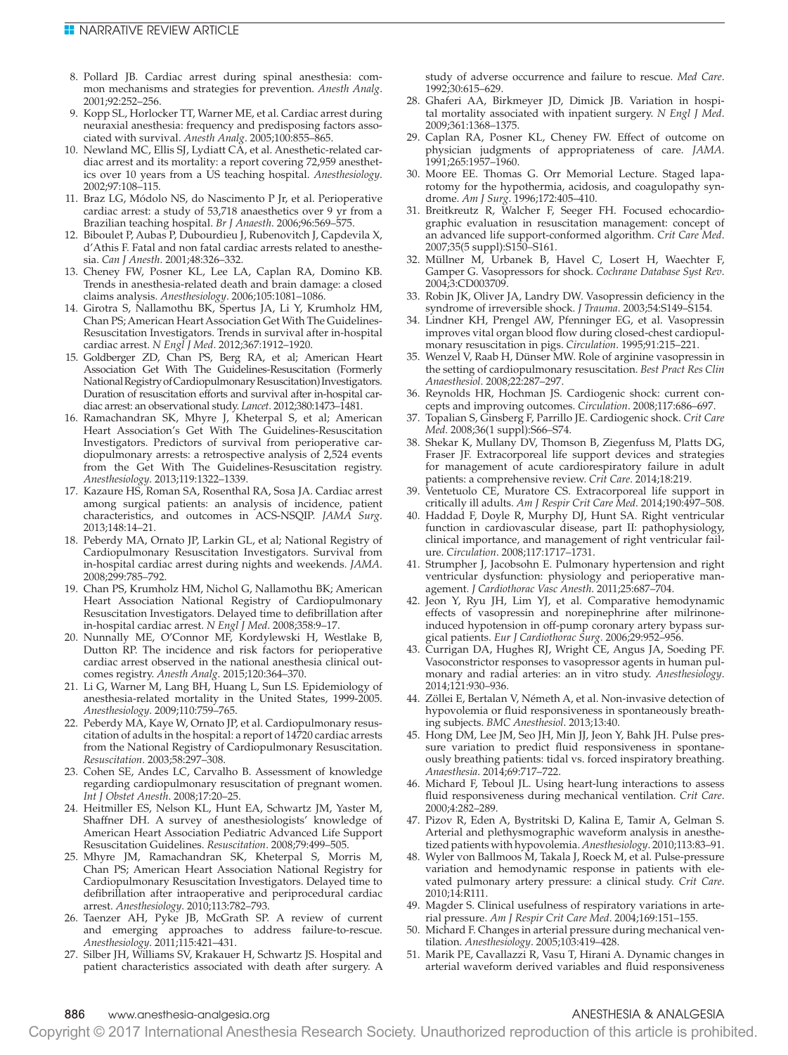8. Pollard JB. Cardiac arrest during spinal anesthesia: common mechanisms and strategies for prevention. *Anesth Analg*. 2001;92:252–256.
9. Kopp SL, Horlocker TT, Warner ME, et al. Cardiac arrest during neuraxial anesthesia: frequency and predisposing factors associated with survival. *Anesth Analg*. 2005;100:855–865.
10. Newland MC, Ellis SJ, Lydiatt CA, et al. Anesthetic-related cardiac arrest and its mortality: a report covering 72,959 anesthetics over 10 years from a US teaching hospital. *Anesthesiology*. 2002;97:108–115.
11. Braz LG, Módolo NS, do Nascimento P Jr, et al. Perioperative cardiac arrest: a study of 53,718 anaesthetics over 9 yr from a Brazilian teaching hospital. *Br J Anaesth*. 2006;96:569–575.
12. Biboulet P, Aubas P, Dubourdieu J, Rubenovitch J, Capdevila X, d'Athis F. Fatal and non fatal cardiac arrests related to anesthesia. *Can J Anesth*. 2001;48:326–332.
13. Cheney FW, Posner KL, Lee LA, Caplan RA, Domino KB. Trends in anesthesia-related death and brain damage: a closed claims analysis. *Anesthesiology*. 2006;105:1081–1086.
14. Girotra S, Nallamothu BK, Spertus JA, Li Y, Krumholz HM, Chan PS; American Heart Association Get With The Guidelines-Resuscitation Investigators. Trends in survival after in-hospital cardiac arrest. *N Engl J Med*. 2012;367:1912–1920.
15. Goldberger ZD, Chan PS, Berg RA, et al; American Heart Association Get With The Guidelines-Resuscitation (Formerly National Registry of Cardiopulmonary Resuscitation) Investigators. Duration of resuscitation efforts and survival after in-hospital cardiac arrest: an observational study. *Lancet*. 2012;380:1473–1481.
16. Ramachandran SK, Mhyre J, Kheterpal S, et al; American Heart Association's Get With The Guidelines-Resuscitation Investigators. Predictors of survival from perioperative cardiopulmonary arrests: a retrospective analysis of 2,524 events from the Get With The Guidelines-Resuscitation registry. *Anesthesiology*. 2013;119:1322–1339.
17. Kazaure HS, Roman SA, Rosenthal RA, Sosa JA. Cardiac arrest among surgical patients: an analysis of incidence, patient characteristics, and outcomes in ACS-NSQIP. *JAMA Surg*. 2013;148:14–21.
18. Peberdy MA, Ornato JP, Larkin GL, et al; National Registry of Cardiopulmonary Resuscitation Investigators. Survival from in-hospital cardiac arrest during nights and weekends. *JAMA*. 2008;299:785–792.
19. Chan PS, Krumholz HM, Nichol G, Nallamothu BK; American Heart Association National Registry of Cardiopulmonary Resuscitation Investigators. Delayed time to defibrillation after in-hospital cardiac arrest. *N Engl J Med*. 2008;358:9–17.
20. Nunnally ME, O'Connor MF, Kordylewski H, Westlake B, Dutton RP. The incidence and risk factors for perioperative cardiac arrest observed in the national anesthesia clinical outcomes registry. *Anesth Analg*. 2015;120:364–370.
21. Li G, Warner M, Lang BH, Huang L, Sun LS. Epidemiology of anesthesia-related mortality in the United States, 1999-2005. *Anesthesiology*. 2009;110:759–765.
22. Peberdy MA, Kaye W, Ornato JP, et al. Cardiopulmonary resuscitation of adults in the hospital: a report of 14720 cardiac arrests from the National Registry of Cardiopulmonary Resuscitation. *Resuscitation*. 2003;58:297–308.
23. Cohen SE, Andes LC, Carvalho B. Assessment of knowledge regarding cardiopulmonary resuscitation of pregnant women. *Int J Obstet Anesth*. 2008;17:20–25.
24. Heitmiller ES, Nelson KL, Hunt EA, Schwartz JM, Yaster M, Shaffner DH. A survey of anesthesiologists' knowledge of American Heart Association Pediatric Advanced Life Support Resuscitation Guidelines. *Resuscitation*. 2008;79:499–505.
25. Mhyre JM, Ramachandran SK, Kheterpal S, Morris M, Chan PS; American Heart Association National Registry for Cardiopulmonary Resuscitation Investigators. Delayed time to defibrillation after intraoperative and periprocedural cardiac arrest. *Anesthesiology*. 2010;113:782–793.
26. Taenzer AH, Pyke JB, McGrath SP. A review of current and emerging approaches to address failure-to-rescue. *Anesthesiology*. 2011;115:421–431.
27. Silber JH, Williams SV, Krakauer H, Schwartz JS. Hospital and patient characteristics associated with death after surgery. A study of adverse occurrence and failure to rescue. *Med Care*. 1992;30:615–629.
28. Ghaferi AA, Birkmeyer JD, Dimick JB. Variation in hospital mortality associated with inpatient surgery. *N Engl J Med*. 2009;361:1368–1375.
29. Caplan RA, Posner KL, Cheney FW. Effect of outcome on physician judgments of appropriateness of care. *JAMA*. 1991;265:1957–1960.
30. Moore EE. Thomas G. Orr Memorial Lecture. Staged laparotomy for the hypothermia, acidosis, and coagulopathy syndrome. *Am J Surg*. 1996;172:405–410.
31. Breitkreutz R, Walcher F, Seeger FH. Focused echocardiographic evaluation in resuscitation management: concept of an advanced life support-conformed algorithm. *Crit Care Med*. 2007;35(5 suppl):S150–S161.
32. Müllner M, Urbanek B, Havel C, Losert H, Waechter F, Gamper G. Vasopressors for shock. *Cochrane Database Syst Rev*. 2004;3:CD003709.
33. Robin JK, Oliver JA, Landry DW. Vasopressin deficiency in the syndrome of irreversible shock. *J Trauma*. 2003;54:S149–S154.
34. Lindner KH, Prengel AW, Pfenninger EG, et al. Vasopressin improves vital organ blood flow during closed-chest cardiopulmonary resuscitation in pigs. *Circulation*. 1995;91:215–221.
35. Wenzel V, Raab H, Dünser MW. Role of arginine vasopressin in the setting of cardiopulmonary resuscitation. *Best Pract Res Clin Anaesthesiol*. 2008;22:287–297.
36. Reynolds HR, Hochman JS. Cardiogenic shock: current concepts and improving outcomes. *Circulation*. 2008;117:686–697.
37. Topalian S, Ginsberg F, Parrillo JE. Cardiogenic shock. *Crit Care Med*. 2008;36(1 suppl):S66–S74.
38. Shekar K, Mullany DV, Thomson B, Ziegenfuss M, Platts DG, Fraser JF. Extracorporeal life support devices and strategies for management of acute cardiorespiratory failure in adult patients: a comprehensive review. *Crit Care*. 2014;18:219.
39. Ventetuolo CE, Muratore CS. Extracorporeal life support in critically ill adults. *Am J Respir Crit Care Med*. 2014;190:497–508.
40. Haddad F, Doyle R, Murphy DJ, Hunt SA. Right ventricular function in cardiovascular disease, part II: pathophysiology, clinical importance, and management of right ventricular failure. *Circulation*. 2008;117:1717–1731.
41. Strumpher J, Jacobsohn E. Pulmonary hypertension and right ventricular dysfunction: physiology and perioperative management. *J Cardiothorac Vasc Anesth*. 2011;25:687–704.
42. Jeon Y, Ryu JH, Lim YJ, et al. Comparative hemodynamic effects of vasopressin and norepinephrine after milrinone-induced hypotension in off-pump coronary artery bypass surgical patients. *Eur J Cardiothorac Surg*. 2006;29:952–956.
43. Currigan DA, Hughes RJ, Wright CE, Angus JA, Soeding PF. Vasoconstrictor responses to vasopressor agents in human pulmonary and radial arteries: an in vitro study. *Anesthesiology*. 2014;121:930–936.
44. Zöllei E, Bertalan V, Németh A, et al. Non-invasive detection of hypovolemia or fluid responsiveness in spontaneously breathing subjects. *BMC Anesthesiol*. 2013;13:40.
45. Hong DM, Lee JM, Seo JH, Min JJ, Jeon Y, Bahk JH. Pulse pressure variation to predict fluid responsiveness in spontaneously breathing patients: tidal vs. forced inspiratory breathing. *Anaesthesia*. 2014;69:717–722.
46. Michard F, Teboul JL. Using heart-lung interactions to assess fluid responsiveness during mechanical ventilation. *Crit Care*. 2000;4:282–289.
47. Pizov R, Eden A, Bystritski D, Kalina E, Tamir A, Gelman S. Arterial and plethysmographic waveform analysis in anesthetized patients with hypovolemia. *Anesthesiology*. 2010;113:83–91.
48. Wyler von Ballmoos M, Takala J, Roeck M, et al. Pulse-pressure variation and hemodynamic response in patients with elevated pulmonary artery pressure: a clinical study. *Crit Care*. 2010;14:R111.
49. Magder S. Clinical usefulness of respiratory variations in arterial pressure. *Am J Respir Crit Care Med*. 2004;169:151–155.
50. Michard F. Changes in arterial pressure during mechanical ventilation. *Anesthesiology*. 2005;103:419–428.
51. Marik PE, Cavallazzi R, Vasu T, Hirani A. Dynamic changes in arterial waveform derived variables and fluid responsiveness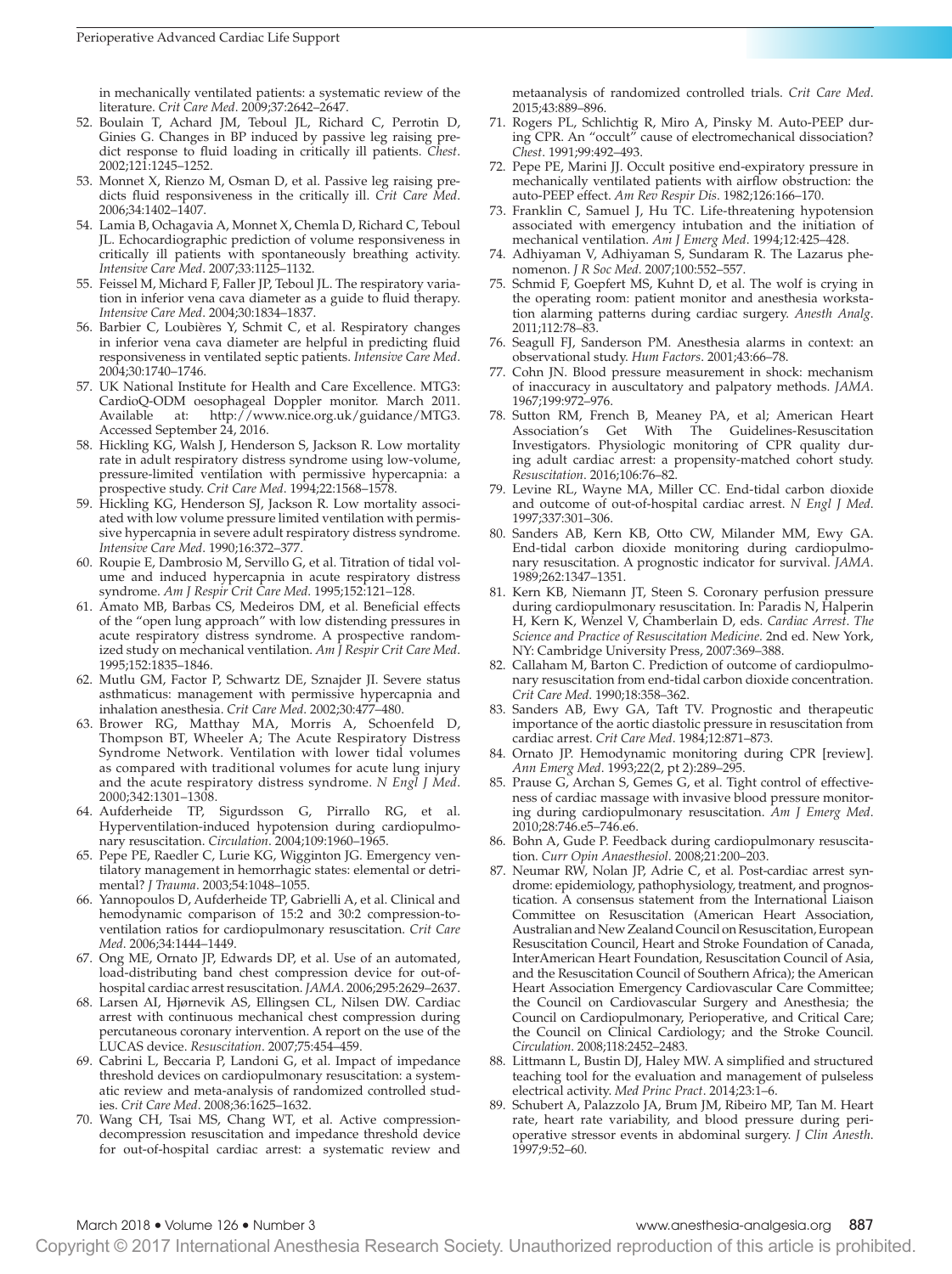in mechanically ventilated patients: a systematic review of the literature. *Crit Care Med*. 2009;37:2642–2647.

52. Boulain T, Achard JM, Teboul JL, Richard C, Perrotin D, Ginies G. Changes in BP induced by passive leg raising predict response to fluid loading in critically ill patients. *Chest*. 2002;121:1245–1252.
53. Monnet X, Rienzo M, Osman D, et al. Passive leg raising predicts fluid responsiveness in the critically ill. *Crit Care Med*. 2006;34:1402–1407.
54. Lamia B, Ochagavia A, Monnet X, Chemla D, Richard C, Teboul JL. Echocardiographic prediction of volume responsiveness in critically ill patients with spontaneously breathing activity. *Intensive Care Med*. 2007;33:1125–1132.
55. Feissel M, Michard F, Faller JP, Teboul JL. The respiratory variation in inferior vena cava diameter as a guide to fluid therapy. *Intensive Care Med*. 2004;30:1834–1837.
56. Barbier C, Loubières Y, Schmit C, et al. Respiratory changes in inferior vena cava diameter are helpful in predicting fluid responsiveness in ventilated septic patients. *Intensive Care Med*. 2004;30:1740–1746.
57. UK National Institute for Health and Care Excellence. MTG3: CardioQ-ODM oesophageal Doppler monitor. March 2011. Available at: http://www.nice.org.uk/guidance/MTG3. Accessed September 24, 2016.
58. Hickling KG, Walsh J, Henderson S, Jackson R. Low mortality rate in adult respiratory distress syndrome using low-volume, pressure-limited ventilation with permissive hypercapnia: a prospective study. *Crit Care Med*. 1994;22:1568–1578.
59. Hickling KG, Henderson SJ, Jackson R. Low mortality associated with low volume pressure limited ventilation with permissive hypercapnia in severe adult respiratory distress syndrome. *Intensive Care Med*. 1990;16:372–377.
60. Roupie E, Dambrosio M, Servillo G, et al. Titration of tidal volume and induced hypercapnia in acute respiratory distress syndrome. *Am J Respir Crit Care Med*. 1995;152:121–128.
61. Amato MB, Barbas CS, Medeiros DM, et al. Beneficial effects of the "open lung approach" with low distending pressures in acute respiratory distress syndrome. A prospective randomized study on mechanical ventilation. *Am J Respir Crit Care Med*. 1995;152:1835–1846.
62. Mutlu GM, Factor P, Schwartz DE, Sznajder JI. Severe status asthmaticus: management with permissive hypercapnia and inhalation anesthesia. *Crit Care Med*. 2002;30:477–480.
63. Brower RG, Matthay MA, Morris A, Schoenfeld D, Thompson BT, Wheeler A; The Acute Respiratory Distress Syndrome Network. Ventilation with lower tidal volumes as compared with traditional volumes for acute lung injury and the acute respiratory distress syndrome. *N Engl J Med*. 2000;342:1301–1308.
64. Aufderheide TP, Sigurdsson G, Pirrallo RG, et al. Hyperventilation-induced hypotension during cardiopulmonary resuscitation. *Circulation*. 2004;109:1960–1965.
65. Pepe PE, Raedler C, Lurie KG, Wigginton JG. Emergency ventilatory management in hemorrhagic states: elemental or detrimental? *J Trauma*. 2003;54:1048–1055.
66. Yannopoulos D, Aufderheide TP, Gabrielli A, et al. Clinical and hemodynamic comparison of 15:2 and 30:2 compression-to-ventilation ratios for cardiopulmonary resuscitation. *Crit Care Med*. 2006;34:1444–1449.
67. Ong ME, Ornato JP, Edwards DP, et al. Use of an automated, load-distributing band chest compression device for out-of-hospital cardiac arrest resuscitation. *JAMA*. 2006;295:2629–2637.
68. Larsen AI, Hjørnevik AS, Ellingsen CL, Nilsen DW. Cardiac arrest with continuous mechanical chest compression during percutaneous coronary intervention. A report on the use of the LUCAS device. *Resuscitation*. 2007;75:454–459.
69. Cabrini L, Beccaria P, Landoni G, et al. Impact of impedance threshold devices on cardiopulmonary resuscitation: a systematic review and meta-analysis of randomized controlled studies. *Crit Care Med*. 2008;36:1625–1632.
70. Wang CH, Tsai MS, Chang WT, et al. Active compression-decompression resuscitation and impedance threshold device for out-of-hospital cardiac arrest: a systematic review and metaanalysis of randomized controlled trials. *Crit Care Med*. 2015;43:889–896.
71. Rogers PL, Schlichtig R, Miro A, Pinsky M. Auto-PEEP during CPR. An "occult" cause of electromechanical dissociation? *Chest*. 1991;99:492–493.
72. Pepe PE, Marini JJ. Occult positive end-expiratory pressure in mechanically ventilated patients with airflow obstruction: the auto-PEEP effect. *Am Rev Respir Dis*. 1982;126:166–170.
73. Franklin C, Samuel J, Hu TC. Life-threatening hypotension associated with emergency intubation and the initiation of mechanical ventilation. *Am J Emerg Med*. 1994;12:425–428.
74. Adhiyaman V, Adhiyaman S, Sundaram R. The Lazarus phenomenon. *J R Soc Med*. 2007;100:552–557.
75. Schmid F, Goepfert MS, Kuhnt D, et al. The wolf is crying in the operating room: patient monitor and anesthesia workstation alarming patterns during cardiac surgery. *Anesth Analg*. 2011;112:78–83.
76. Seagull FJ, Sanderson PM. Anesthesia alarms in context: an observational study. *Hum Factors*. 2001;43:66–78.
77. Cohn JN. Blood pressure measurement in shock: mechanism of inaccuracy in auscultatory and palpatory methods. *JAMA*. 1967;199:972–976.
78. Sutton RM, French B, Meaney PA, et al; American Heart Association's Get With The Guidelines-Resuscitation Investigators. Physiologic monitoring of CPR quality during adult cardiac arrest: a propensity-matched cohort study. *Resuscitation*. 2016;106:76–82.
79. Levine RL, Wayne MA, Miller CC. End-tidal carbon dioxide and outcome of out-of-hospital cardiac arrest. *N Engl J Med*. 1997;337:301–306.
80. Sanders AB, Kern KB, Otto CW, Milander MM, Ewy GA. End-tidal carbon dioxide monitoring during cardiopulmonary resuscitation. A prognostic indicator for survival. *JAMA*. 1989;262:1347–1351.
81. Kern KB, Niemann JT, Steen S. Coronary perfusion pressure during cardiopulmonary resuscitation. In: Paradis N, Halperin H, Kern K, Wenzel V, Chamberlain D, eds. *Cardiac Arrest. The Science and Practice of Resuscitation Medicine*. 2nd ed. New York, NY: Cambridge University Press, 2007:369–388.
82. Callaham M, Barton C. Prediction of outcome of cardiopulmonary resuscitation from end-tidal carbon dioxide concentration. *Crit Care Med*. 1990;18:358–362.
83. Sanders AB, Ewy GA, Taft TV. Prognostic and therapeutic importance of the aortic diastolic pressure in resuscitation from cardiac arrest. *Crit Care Med*. 1984;12:871–873.
84. Ornato JP. Hemodynamic monitoring during CPR [review]. *Ann Emerg Med*. 1993;22(2, pt 2):289–295.
85. Prause G, Archan S, Gemes G, et al. Tight control of effectiveness of cardiac massage with invasive blood pressure monitoring during cardiopulmonary resuscitation. *Am J Emerg Med*. 2010;28:746.e5–746.e6.
86. Bohn A, Gude P. Feedback during cardiopulmonary resuscitation. *Curr Opin Anaesthesiol*. 2008;21:200–203.
87. Neumar RW, Nolan JP, Adrie C, et al. Post-cardiac arrest syndrome: epidemiology, pathophysiology, treatment, and prognostication. A consensus statement from the International Liaison Committee on Resuscitation (American Heart Association, Australian and New Zealand Council on Resuscitation, European Resuscitation Council, Heart and Stroke Foundation of Canada, InterAmerican Heart Foundation, Resuscitation Council of Asia, and the Resuscitation Council of Southern Africa); the American Heart Association Emergency Cardiovascular Care Committee; the Council on Cardiovascular Surgery and Anesthesia; the Council on Cardiopulmonary, Perioperative, and Critical Care; the Council on Clinical Cardiology; and the Stroke Council. *Circulation*. 2008;118:2452–2483.
88. Littmann L, Bustin DJ, Haley MW. A simplified and structured teaching tool for the evaluation and management of pulseless electrical activity. *Med Princ Pract*. 2014;23:1–6.
89. Schubert A, Palazzolo JA, Brum JM, Ribeiro MP, Tan M. Heart rate, heart rate variability, and blood pressure during perioperative stressor events in abdominal surgery. *J Clin Anesth*. 1997;9:52–60.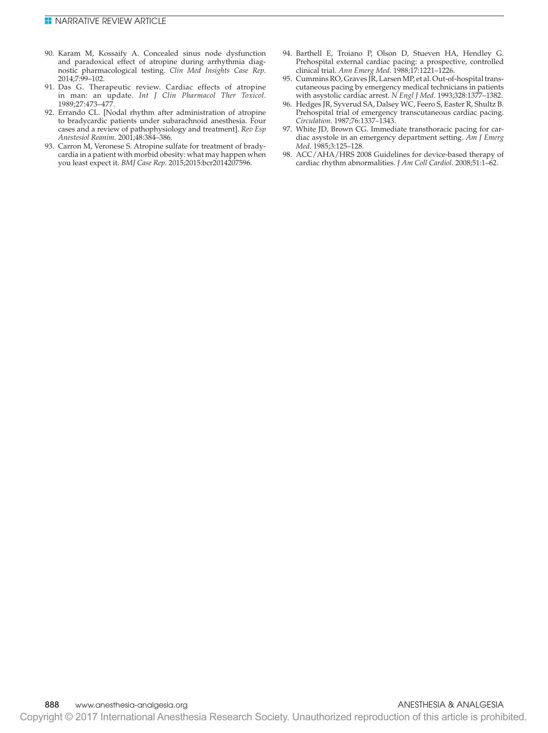90. Karam M, Kossaify A. Concealed sinus node dysfunction and paradoxical effect of atropine during arrhythmia diagnostic pharmacological testing. *Clin Med Insights Case Rep*. 2014;7:99–102.
91. Das G. Therapeutic review. Cardiac effects of atropine in man: an update. *Int J Clin Pharmacol Ther Toxicol*. 1989;27:473–477.
92. Errando CL. [Nodal rhythm after administration of atropine to bradycardic patients under subarachnoid anesthesia. Four cases and a review of pathophysiology and treatment]. *Rev Esp Anestesiol Reanim*. 2001;48:384–386.
93. Carron M, Veronese S. Atropine sulfate for treatment of bradycardia in a patient with morbid obesity: what may happen when you least expect it. *BMJ Case Rep*. 2015;2015:bcr2014207596.
94. Barthell E, Troiano P, Olson D, Stueven HA, Hendley G. Prehospital external cardiac pacing: a prospective, controlled clinical trial. *Ann Emerg Med*. 1988;17:1221–1226.
95. Cummins RO, Graves JR, Larsen MP, et al. Out-of-hospital transcutaneous pacing by emergency medical technicians in patients with asystolic cardiac arrest. *N Engl J Med*. 1993;328:1377–1382.
96. Hedges JR, Syverud SA, Dalsey WC, Feero S, Easter R, Shultz B. Prehospital trial of emergency transcutaneous cardiac pacing. *Circulation*. 1987;76:1337–1343.
97. White JD, Brown CG. Immediate transthoracic pacing for cardiac asystole in an emergency department setting. *Am J Emerg Med*. 1985;3:125–128.
98. ACC/AHA/HRS 2008 Guidelines for device-based therapy of cardiac rhythm abnormalities. *J Am Coll Cardiol*. 2008;51:1–62.